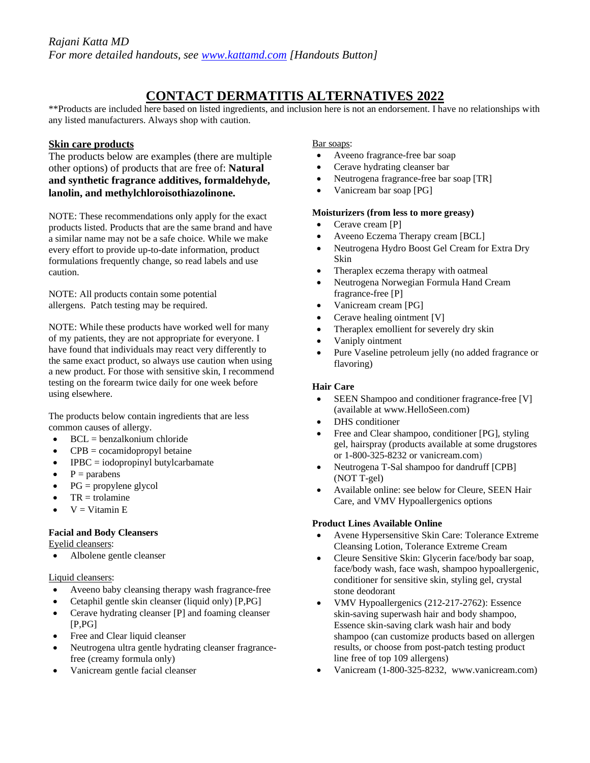*Rajani Katta MD*
*For more detailed handouts, see [www.kattamd.com](http://www.kattamd.com) [Handouts Button]*

# CONTACT DERMATITIS ALTERNATIVES 2022

**Products are included here based on listed ingredients, and inclusion here is not an endorsement. I have no relationships with any listed manufacturers. Always shop with caution.

## Skin care products

The products below are examples (there are multiple other options) of products that are free of: **Natural and synthetic fragrance additives, formaldehyde, lanolin, and methylchloroisothiazolinone.**

NOTE: These recommendations only apply for the exact products listed. Products that are the same brand and have a similar name may not be a safe choice. While we make every effort to provide up-to-date information, product formulations frequently change, so read labels and use caution.

NOTE: All products contain some potential allergens. Patch testing may be required.

NOTE: While these products have worked well for many of my patients, they are not appropriate for everyone. I have found that individuals may react very differently to the same exact product, so always use caution when using a new product. For those with sensitive skin, I recommend testing on the forearm twice daily for one week before using elsewhere.

The products below contain ingredients that are less common causes of allergy.

- BCL = benzalkonium chloride
- CPB = cocamidopropyl betaine
- IPBC = iodopropinyl butylcarbamate
- P = parabens
- PG = propylene glycol
- TR = trolamine
- V = Vitamin E

### Facial and Body Cleansers

Eyelid cleansers:

- Albolene gentle cleanser

Liquid cleansers:

- Aveeno baby cleansing therapy wash fragrance-free
- Cetaphil gentle skin cleanser (liquid only) [P,PG]
- Cerave hydrating cleanser [P] and foaming cleanser [P,PG]
- Free and Clear liquid cleanser
- Neutrogena ultra gentle hydrating cleanser fragrance-free (creamy formula only)
- Vanicream gentle facial cleanser

Bar soaps:

- Aveeno fragrance-free bar soap
- Cerave hydrating cleanser bar
- Neutrogena fragrance-free bar soap [TR]
- Vanicream bar soap [PG]

### Moisturizers (from less to more greasy)

- Cerave cream [P]
- Aveeno Eczema Therapy cream [BCL]
- Neutrogena Hydro Boost Gel Cream for Extra Dry Skin
- Theraplex eczema therapy with oatmeal
- Neutrogena Norwegian Formula Hand Cream fragrance-free [P]
- Vanicream cream [PG]
- Cerave healing ointment [V]
- Theraplex emollient for severely dry skin
- Vaniply ointment
- Pure Vaseline petroleum jelly (no added fragrance or flavoring)

### Hair Care

- SEEN Shampoo and conditioner fragrance-free [V] (available at www.HelloSeen.com)
- DHS conditioner
- Free and Clear shampoo, conditioner [PG], styling gel, hairspray (products available at some drugstores or 1-800-325-8232 or vanicream.com)
- Neutrogena T-Sal shampoo for dandruff [CPB] (NOT T-gel)
- Available online: see below for Cleure, SEEN Hair Care, and VMV Hypoallergenics options

### Product Lines Available Online

- Avene Hypersensitive Skin Care: Tolerance Extreme Cleansing Lotion, Tolerance Extreme Cream
- Cleure Sensitive Skin: Glycerin face/body bar soap, face/body wash, face wash, shampoo hypoallergenic, conditioner for sensitive skin, styling gel, crystal stone deodorant
- VMV Hypoallergenics (212-217-2762): Essence skin-saving superwash hair and body shampoo, Essence skin-saving clark wash hair and body shampoo (can customize products based on allergen results, or choose from post-patch testing product line free of top 109 allergens)
- Vanicream (1-800-325-8232, www.vanicream.com)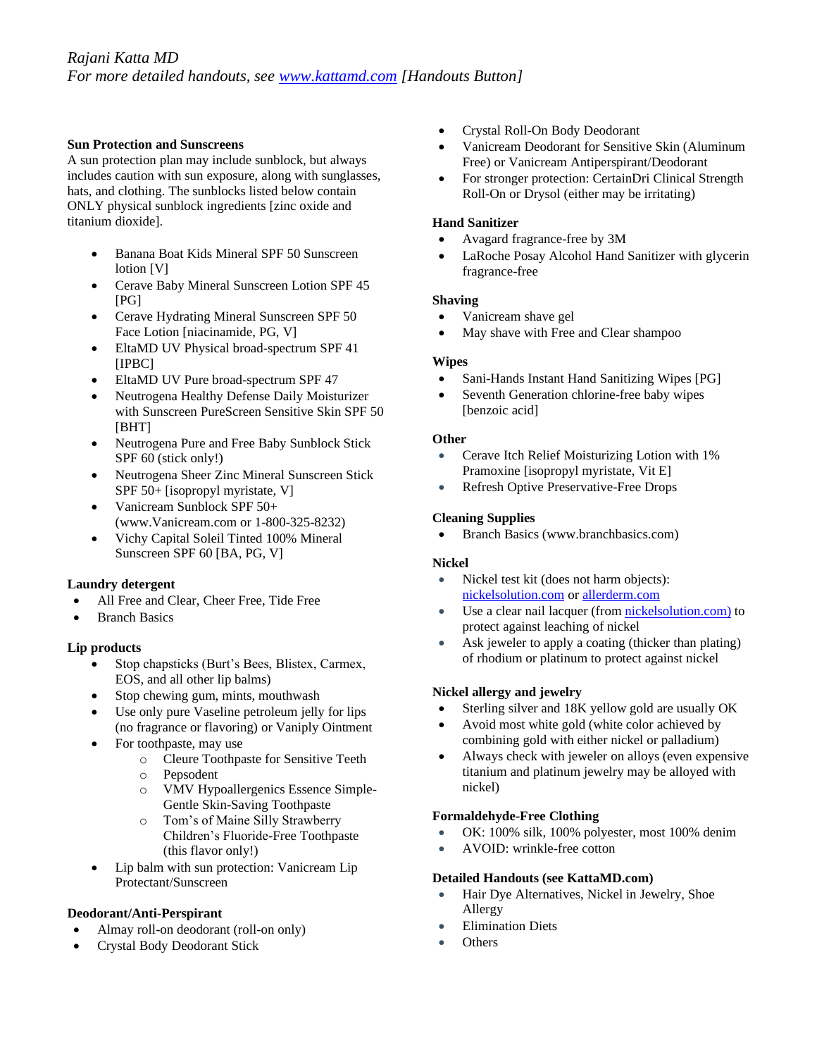*Rajani Katta MD*
*For more detailed handouts, see [www.kattamd.com](http://www.kattamd.com) [Handouts Button]*

**Sun Protection and Sunscreens**
A sun protection plan may include sunblock, but always includes caution with sun exposure, along with sunglasses, hats, and clothing. The sunblocks listed below contain ONLY physical sunblock ingredients [zinc oxide and titanium dioxide].

- Banana Boat Kids Mineral SPF 50 Sunscreen lotion [V]
- Cerave Baby Mineral Sunscreen Lotion SPF 45 [PG]
- Cerave Hydrating Mineral Sunscreen SPF 50 Face Lotion [niacinamide, PG, V]
- EltaMD UV Physical broad-spectrum SPF 41 [IPBC]
- EltaMD UV Pure broad-spectrum SPF 47
- Neutrogena Healthy Defense Daily Moisturizer with Sunscreen PureScreen Sensitive Skin SPF 50 [BHT]
- Neutrogena Pure and Free Baby Sunblock Stick SPF 60 (stick only!)
- Neutrogena Sheer Zinc Mineral Sunscreen Stick SPF 50+ [isopropyl myristate, V]
- Vanicream Sunblock SPF 50+ (www.Vanicream.com or 1-800-325-8232)
- Vichy Capital Soleil Tinted 100% Mineral Sunscreen SPF 60 [BA, PG, V]

**Laundry detergent**
- All Free and Clear, Cheer Free, Tide Free
- Branch Basics

**Lip products**
- Stop chapsticks (Burt's Bees, Blistex, Carmex, EOS, and all other lip balms)
- Stop chewing gum, mints, mouthwash
- Use only pure Vaseline petroleum jelly for lips (no fragrance or flavoring) or Vaniply Ointment
- For toothpaste, may use
  - Cleure Toothpaste for Sensitive Teeth
  - Pepsodent
  - VMV Hypoallergenics Essence Simple-Gentle Skin-Saving Toothpaste
  - Tom's of Maine Silly Strawberry Children's Fluoride-Free Toothpaste (this flavor only!)
- Lip balm with sun protection: Vanicream Lip Protectant/Sunscreen

**Deodorant/Anti-Perspirant**
- Almay roll-on deodorant (roll-on only)
- Crystal Body Deodorant Stick
- Crystal Roll-On Body Deodorant
- Vanicream Deodorant for Sensitive Skin (Aluminum Free) or Vanicream Antiperspirant/Deodorant
- For stronger protection: CertainDri Clinical Strength Roll-On or Drysol (either may be irritating)

**Hand Sanitizer**
- Avagard fragrance-free by 3M
- LaRoche Posay Alcohol Hand Sanitizer with glycerin fragrance-free

**Shaving**
- Vanicream shave gel
- May shave with Free and Clear shampoo

**Wipes**
- Sani-Hands Instant Hand Sanitizing Wipes [PG]
- Seventh Generation chlorine-free baby wipes [benzoic acid]

**Other**
- Cerave Itch Relief Moisturizing Lotion with 1% Pramoxine [isopropyl myristate, Vit E]
- Refresh Optive Preservative-Free Drops

**Cleaning Supplies**
- Branch Basics (www.branchbasics.com)

**Nickel**
- Nickel test kit (does not harm objects): [nickelsolution.com](http://nickelsolution.com) or [allerderm.com](http://allerderm.com)
- Use a clear nail lacquer (from [nickelsolution.com](http://nickelsolution.com)) to protect against leaching of nickel
- Ask jeweler to apply a coating (thicker than plating) of rhodium or platinum to protect against nickel

**Nickel allergy and jewelry**
- Sterling silver and 18K yellow gold are usually OK
- Avoid most white gold (white color achieved by combining gold with either nickel or palladium)
- Always check with jeweler on alloys (even expensive titanium and platinum jewelry may be alloyed with nickel)

**Formaldehyde-Free Clothing**
- OK: 100% silk, 100% polyester, most 100% denim
- AVOID: wrinkle-free cotton

**Detailed Handouts (see KattaMD.com)**
- Hair Dye Alternatives, Nickel in Jewelry, Shoe Allergy
- Elimination Diets
- Others